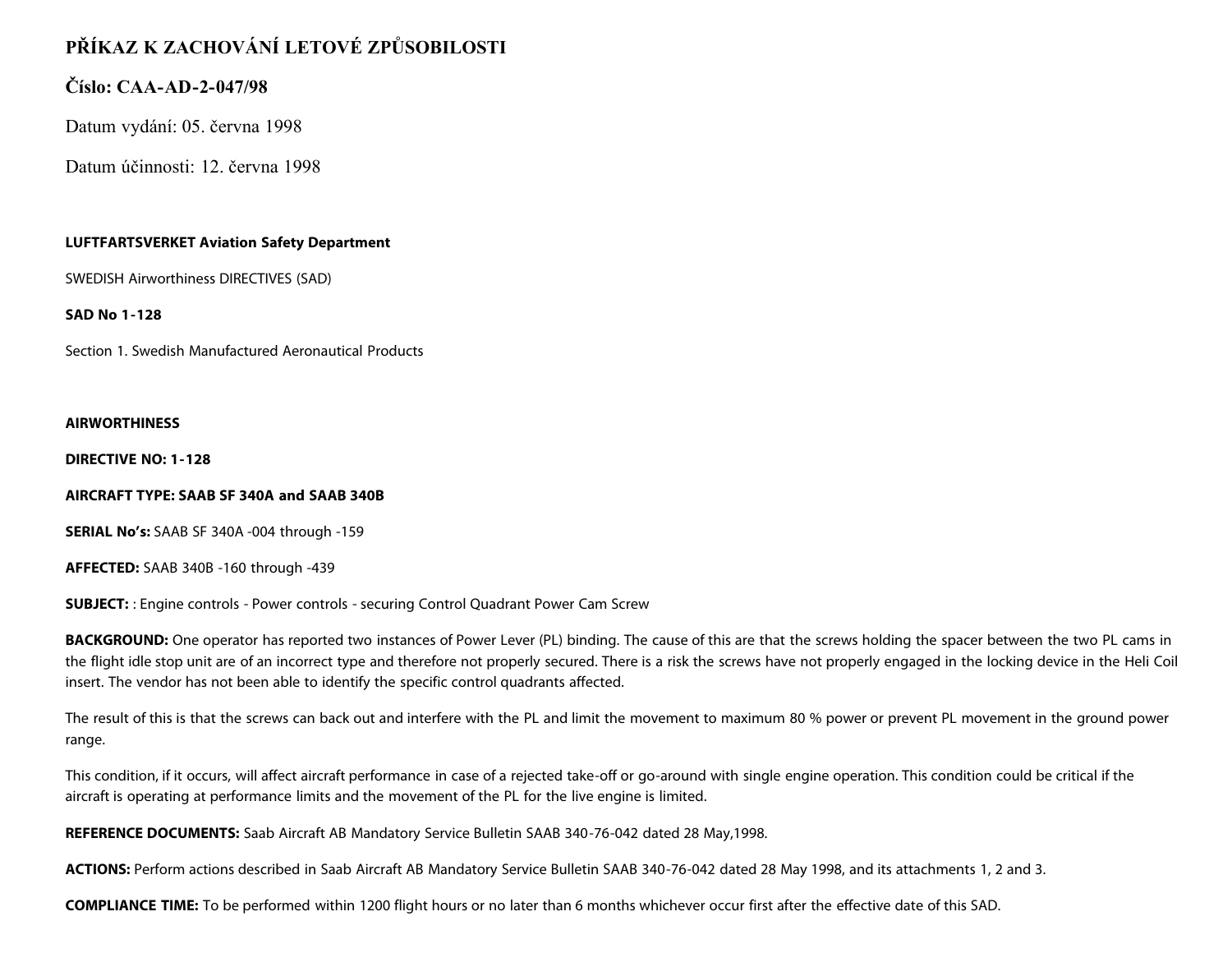# PŘÍKAZ K ZACHOVÁNÍ LETOVÉ ZPŮSOBILOSTI

## Číslo: CAA-AD-2-047/98

Datum vydání: 05. června 1998

Datum účinnosti: 12. června 1998

**LUFTFARTSVERKET Aviation Safety Department**

SWEDISH Airworthiness DIRECTIVES (SAD)

**SAD No 1-128**

Section 1. Swedish Manufactured Aeronautical Products

**AIRWORTHINESS**

**DIRECTIVE NO: 1-128**

**AIRCRAFT TYPE: SAAB SF 340A and SAAB 340B**

**SERIAL No's:** SAAB SF 340A -004 through -159

**AFFECTED:** SAAB 340B -160 through -439

**SUBJECT:** : Engine controls - Power controls - securing Control Quadrant Power Cam Screw

**BACKGROUND:** One operator has reported two instances of Power Lever (PL) binding. The cause of this are that the screws holding the spacer between the two PL cams in the flight idle stop unit are of an incorrect type and therefore not properly secured. There is a risk the screws have not properly engaged in the locking device in the Heli Coil insert. The vendor has not been able to identify the specific control quadrants affected.

The result of this is that the screws can back out and interfere with the PL and limit the movement to maximum 80 % power or prevent PL movement in the ground power range.

This condition, if it occurs, will affect aircraft performance in case of a rejected take-off or go-around with single engine operation. This condition could be critical if the aircraft is operating at performance limits and the movement of the PL for the live engine is limited.

**REFERENCE DOCUMENTS:** Saab Aircraft AB Mandatory Service Bulletin SAAB 340-76-042 dated 28 May,1998.

**ACTIONS:** Perform actions described in Saab Aircraft AB Mandatory Service Bulletin SAAB 340-76-042 dated 28 May 1998, and its attachments 1, 2 and 3.

**COMPLIANCE TIME:** To be performed within 1200 flight hours or no later than 6 months whichever occur first after the effective date of this SAD.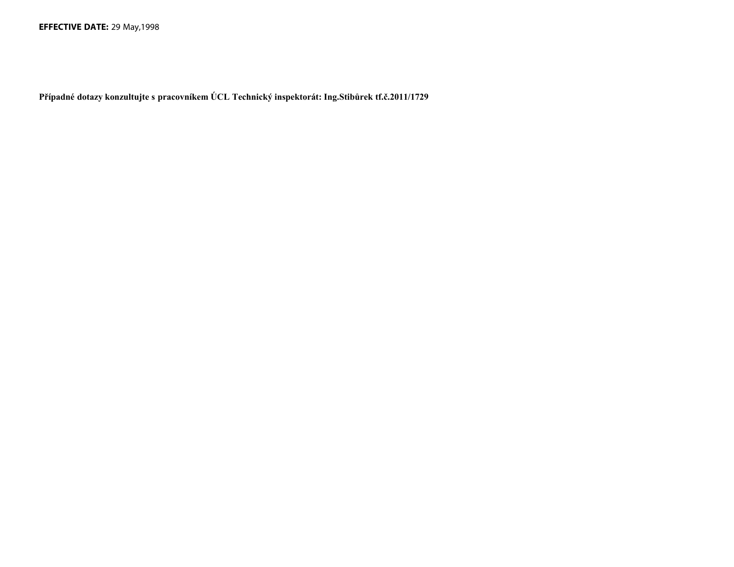**EFFECTIVE DATE:** 29 May,1998

**Případné dotazy konzultujte s pracovníkem ÚCL Technický inspektorát: Ing.Stibůrek tf.č.2011/1729**